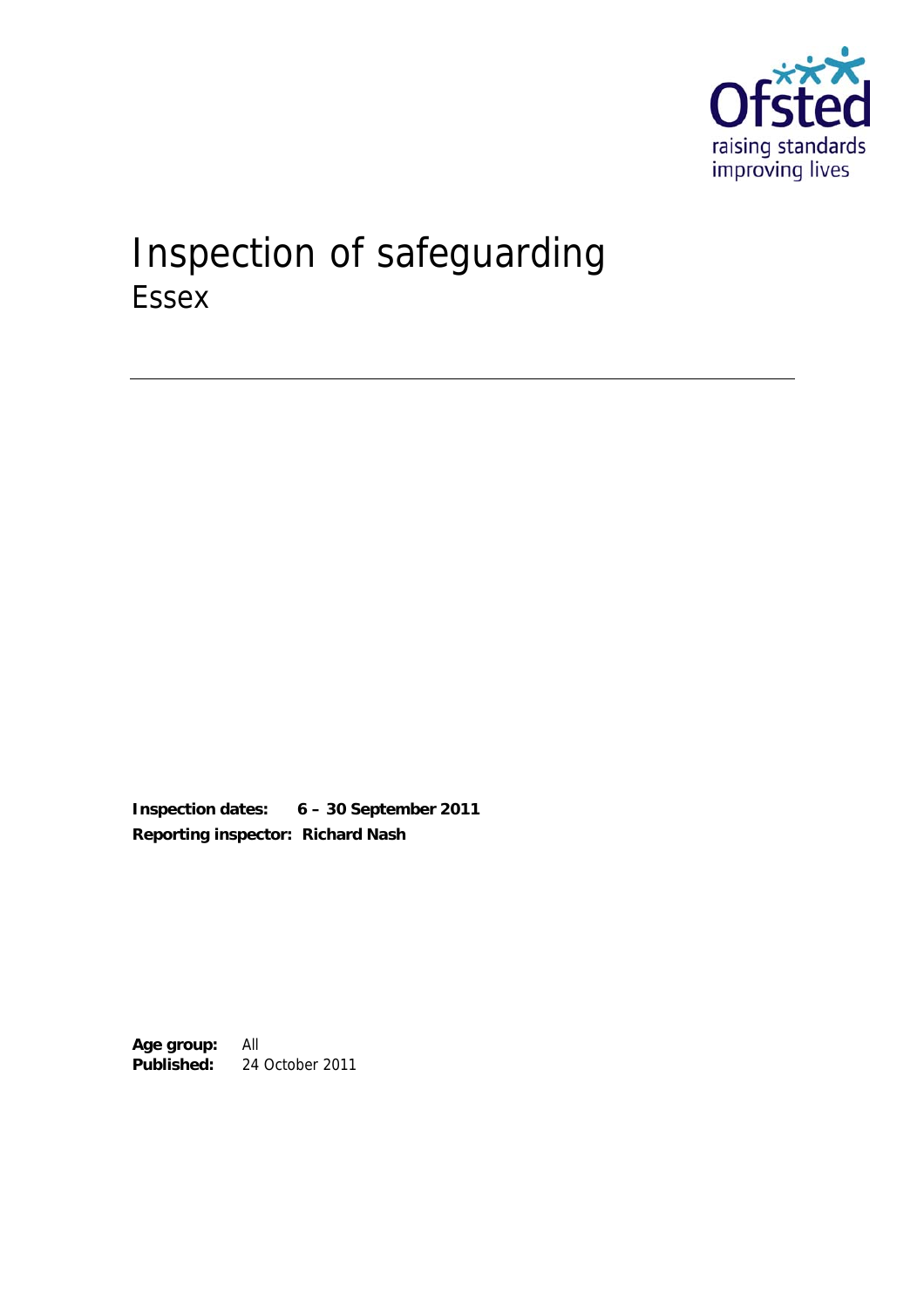# Inspection of safeguarding

## Essex

**Inspection dates:** **6 – 30 September 2011**
**Reporting inspector:** **Richard Nash**

**Age group:** All
**Published:** 24 October 2011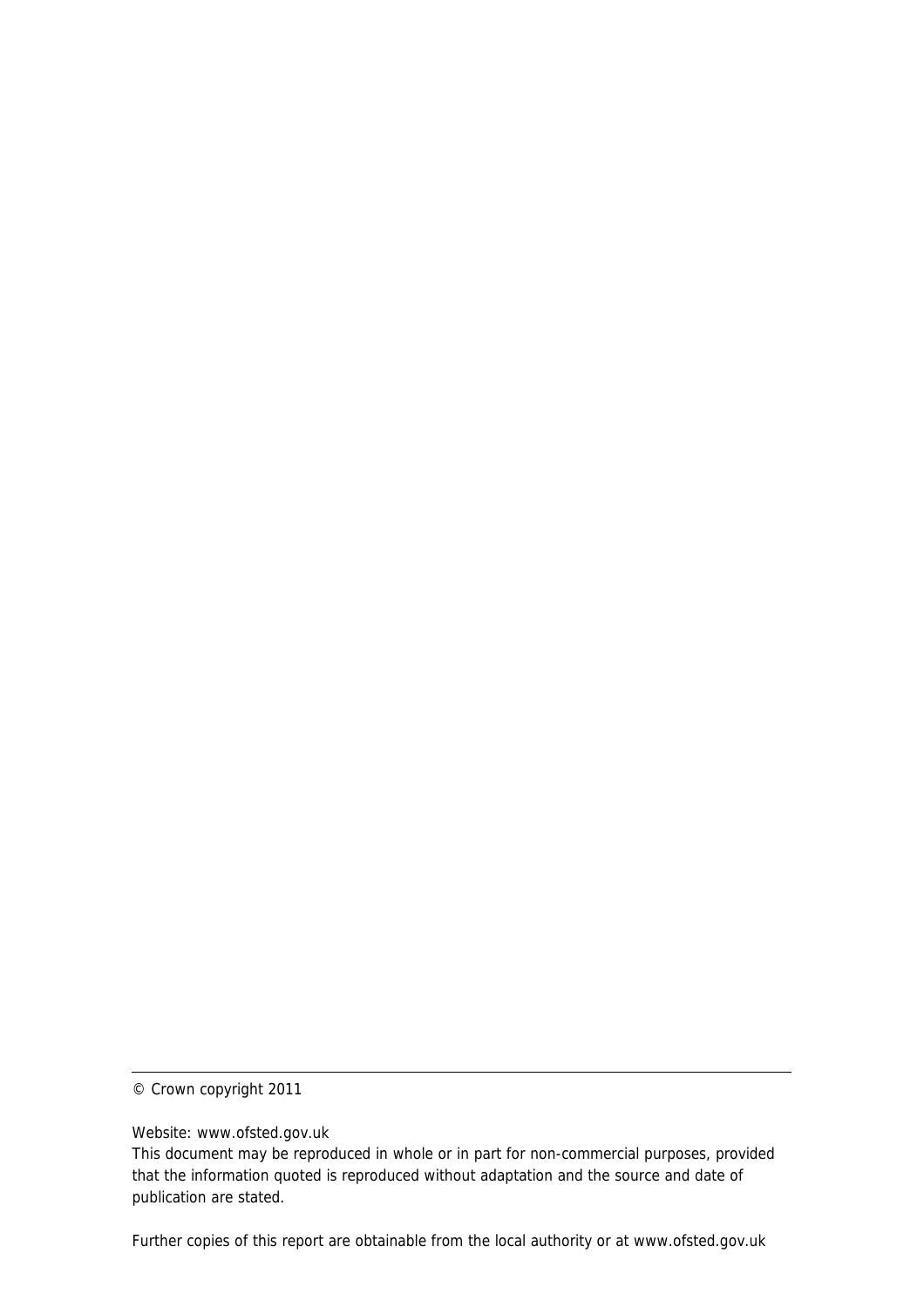---

© Crown copyright 2011

Website: www.ofsted.gov.uk

This document may be reproduced in whole or in part for non-commercial purposes, provided that the information quoted is reproduced without adaptation and the source and date of publication are stated.

Further copies of this report are obtainable from the local authority or at www.ofsted.gov.uk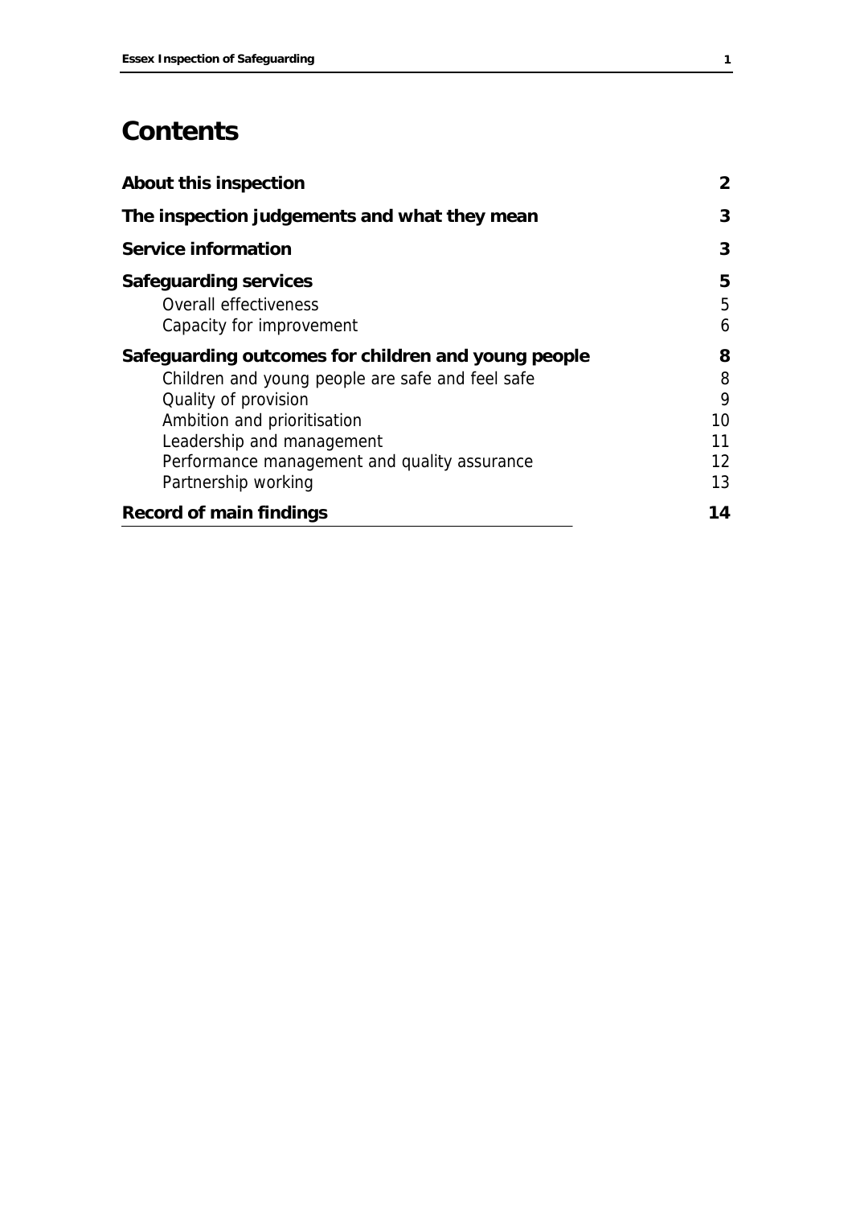# Contents

| | |
|---|---|
| **About this inspection** | **2** |
| **The inspection judgements and what they mean** | **3** |
| **Service information** | **3** |
| **Safeguarding services** | **5** |
| Overall effectiveness | 5 |
| Capacity for improvement | 6 |
| **Safeguarding outcomes for children and young people** | **8** |
| Children and young people are safe and feel safe | 8 |
| Quality of provision | 9 |
| Ambition and prioritisation | 10 |
| Leadership and management | 11 |
| Performance management and quality assurance | 12 |
| Partnership working | 13 |
| **Record of main findings** | **14** |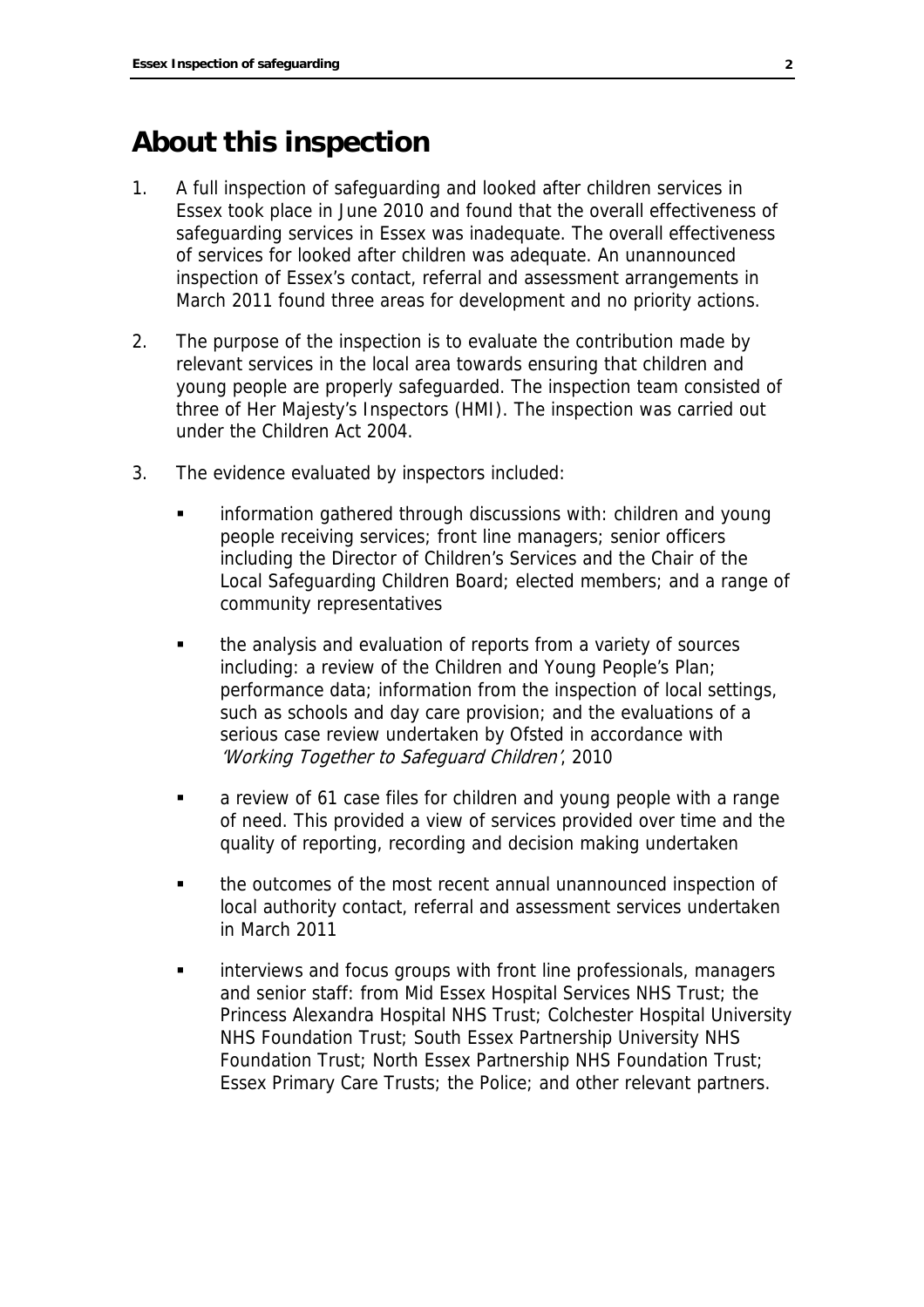## About this inspection

1. A full inspection of safeguarding and looked after children services in Essex took place in June 2010 and found that the overall effectiveness of safeguarding services in Essex was inadequate. The overall effectiveness of services for looked after children was adequate. An unannounced inspection of Essex's contact, referral and assessment arrangements in March 2011 found three areas for development and no priority actions.

2. The purpose of the inspection is to evaluate the contribution made by relevant services in the local area towards ensuring that children and young people are properly safeguarded. The inspection team consisted of three of Her Majesty's Inspectors (HMI). The inspection was carried out under the Children Act 2004.

3. The evidence evaluated by inspectors included:

   - information gathered through discussions with: children and young people receiving services; front line managers; senior officers including the Director of Children's Services and the Chair of the Local Safeguarding Children Board; elected members; and a range of community representatives
   - the analysis and evaluation of reports from a variety of sources including: a review of the Children and Young People's Plan; performance data; information from the inspection of local settings, such as schools and day care provision; and the evaluations of a serious case review undertaken by Ofsted in accordance with *'Working Together to Safeguard Children'*, 2010
   - a review of 61 case files for children and young people with a range of need. This provided a view of services provided over time and the quality of reporting, recording and decision making undertaken
   - the outcomes of the most recent annual unannounced inspection of local authority contact, referral and assessment services undertaken in March 2011
   - interviews and focus groups with front line professionals, managers and senior staff: from Mid Essex Hospital Services NHS Trust; the Princess Alexandra Hospital NHS Trust; Colchester Hospital University NHS Foundation Trust; South Essex Partnership University NHS Foundation Trust; North Essex Partnership NHS Foundation Trust; Essex Primary Care Trusts; the Police; and other relevant partners.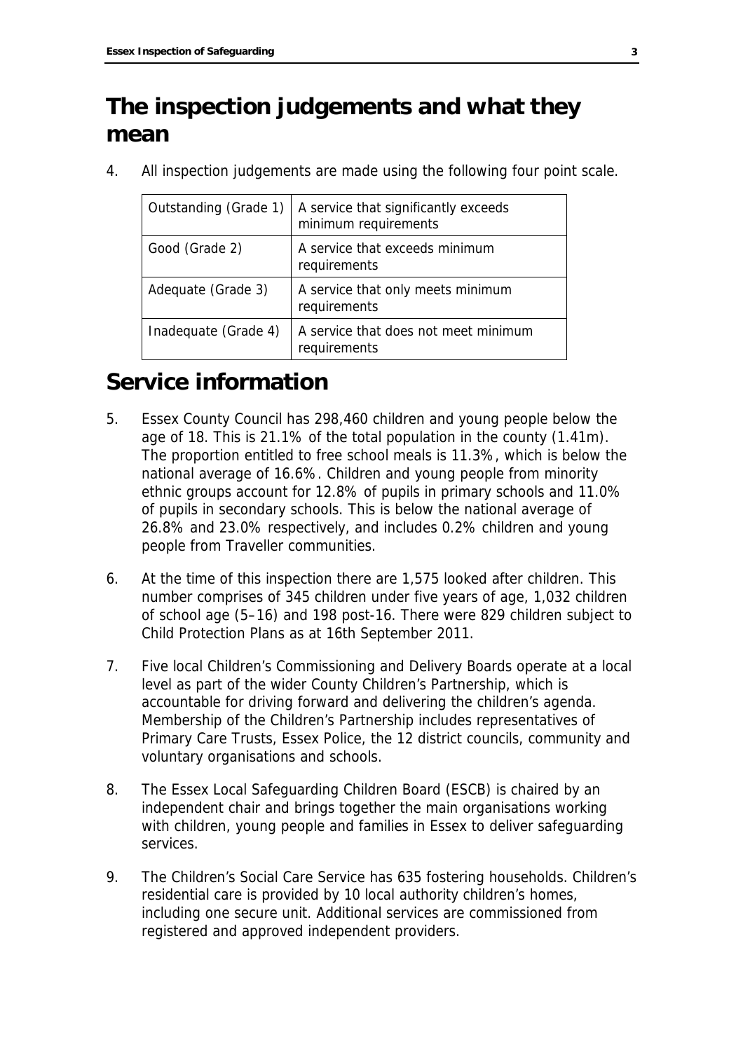# The inspection judgements and what they mean

4. All inspection judgements are made using the following four point scale.

| | |
|---|---|
| Outstanding (Grade 1) | A service that significantly exceeds minimum requirements |
| Good (Grade 2) | A service that exceeds minimum requirements |
| Adequate (Grade 3) | A service that only meets minimum requirements |
| Inadequate (Grade 4) | A service that does not meet minimum requirements |

# Service information

5. Essex County Council has 298,460 children and young people below the age of 18. This is 21.1% of the total population in the county (1.41m). The proportion entitled to free school meals is 11.3%, which is below the national average of 16.6%. Children and young people from minority ethnic groups account for 12.8% of pupils in primary schools and 11.0% of pupils in secondary schools. This is below the national average of 26.8% and 23.0% respectively, and includes 0.2% children and young people from Traveller communities.

6. At the time of this inspection there are 1,575 looked after children. This number comprises of 345 children under five years of age, 1,032 children of school age (5–16) and 198 post-16. There were 829 children subject to Child Protection Plans as at 16th September 2011.

7. Five local Children's Commissioning and Delivery Boards operate at a local level as part of the wider County Children's Partnership, which is accountable for driving forward and delivering the children's agenda. Membership of the Children's Partnership includes representatives of Primary Care Trusts, Essex Police, the 12 district councils, community and voluntary organisations and schools.

8. The Essex Local Safeguarding Children Board (ESCB) is chaired by an independent chair and brings together the main organisations working with children, young people and families in Essex to deliver safeguarding services.

9. The Children's Social Care Service has 635 fostering households. Children's residential care is provided by 10 local authority children's homes, including one secure unit. Additional services are commissioned from registered and approved independent providers.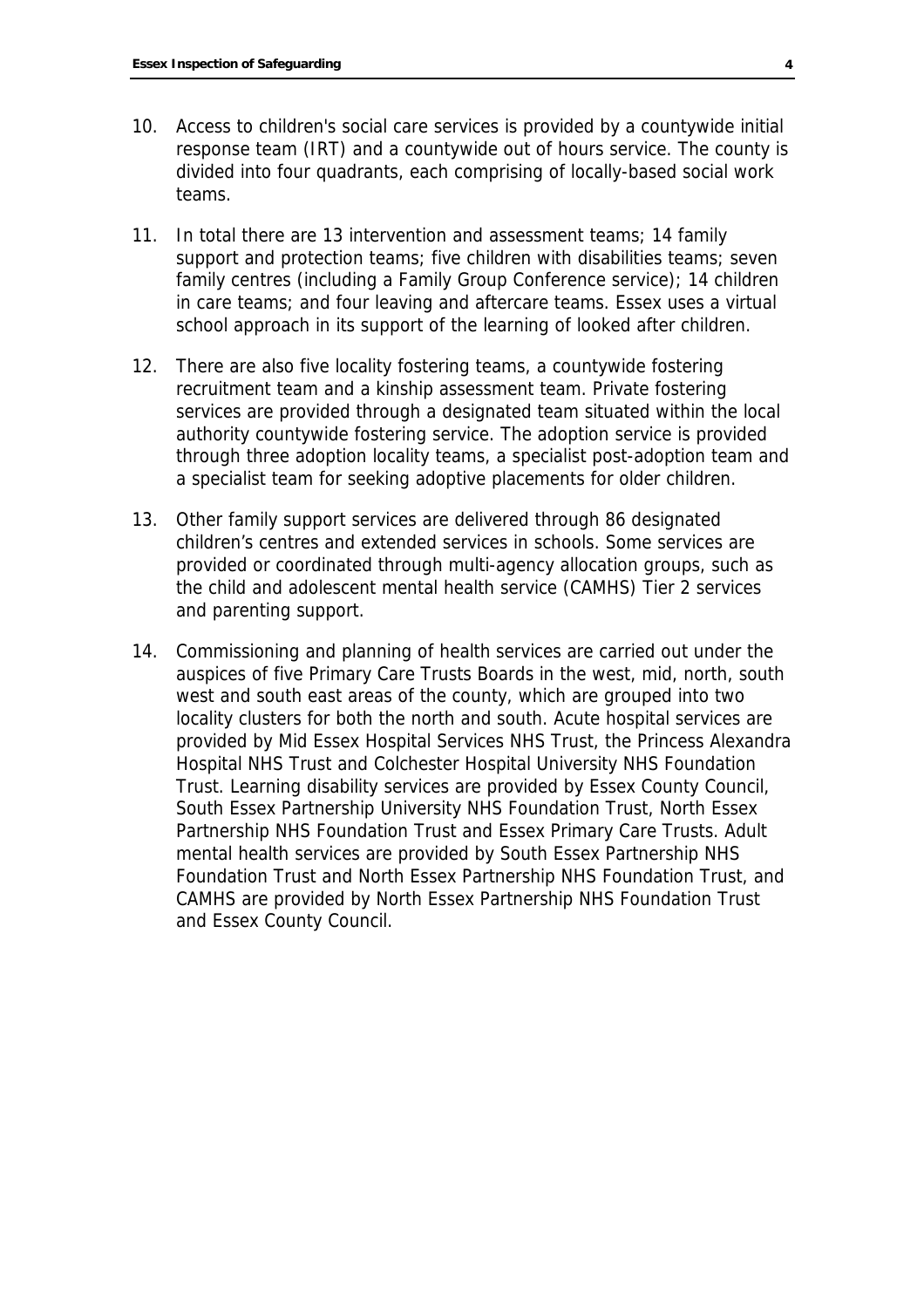10. Access to children's social care services is provided by a countywide initial response team (IRT) and a countywide out of hours service. The county is divided into four quadrants, each comprising of locally-based social work teams.

11. In total there are 13 intervention and assessment teams; 14 family support and protection teams; five children with disabilities teams; seven family centres (including a Family Group Conference service); 14 children in care teams; and four leaving and aftercare teams. Essex uses a virtual school approach in its support of the learning of looked after children.

12. There are also five locality fostering teams, a countywide fostering recruitment team and a kinship assessment team. Private fostering services are provided through a designated team situated within the local authority countywide fostering service. The adoption service is provided through three adoption locality teams, a specialist post-adoption team and a specialist team for seeking adoptive placements for older children.

13. Other family support services are delivered through 86 designated children's centres and extended services in schools. Some services are provided or coordinated through multi-agency allocation groups, such as the child and adolescent mental health service (CAMHS) Tier 2 services and parenting support.

14. Commissioning and planning of health services are carried out under the auspices of five Primary Care Trusts Boards in the west, mid, north, south west and south east areas of the county, which are grouped into two locality clusters for both the north and south. Acute hospital services are provided by Mid Essex Hospital Services NHS Trust, the Princess Alexandra Hospital NHS Trust and Colchester Hospital University NHS Foundation Trust. Learning disability services are provided by Essex County Council, South Essex Partnership University NHS Foundation Trust, North Essex Partnership NHS Foundation Trust and Essex Primary Care Trusts. Adult mental health services are provided by South Essex Partnership NHS Foundation Trust and North Essex Partnership NHS Foundation Trust, and CAMHS are provided by North Essex Partnership NHS Foundation Trust and Essex County Council.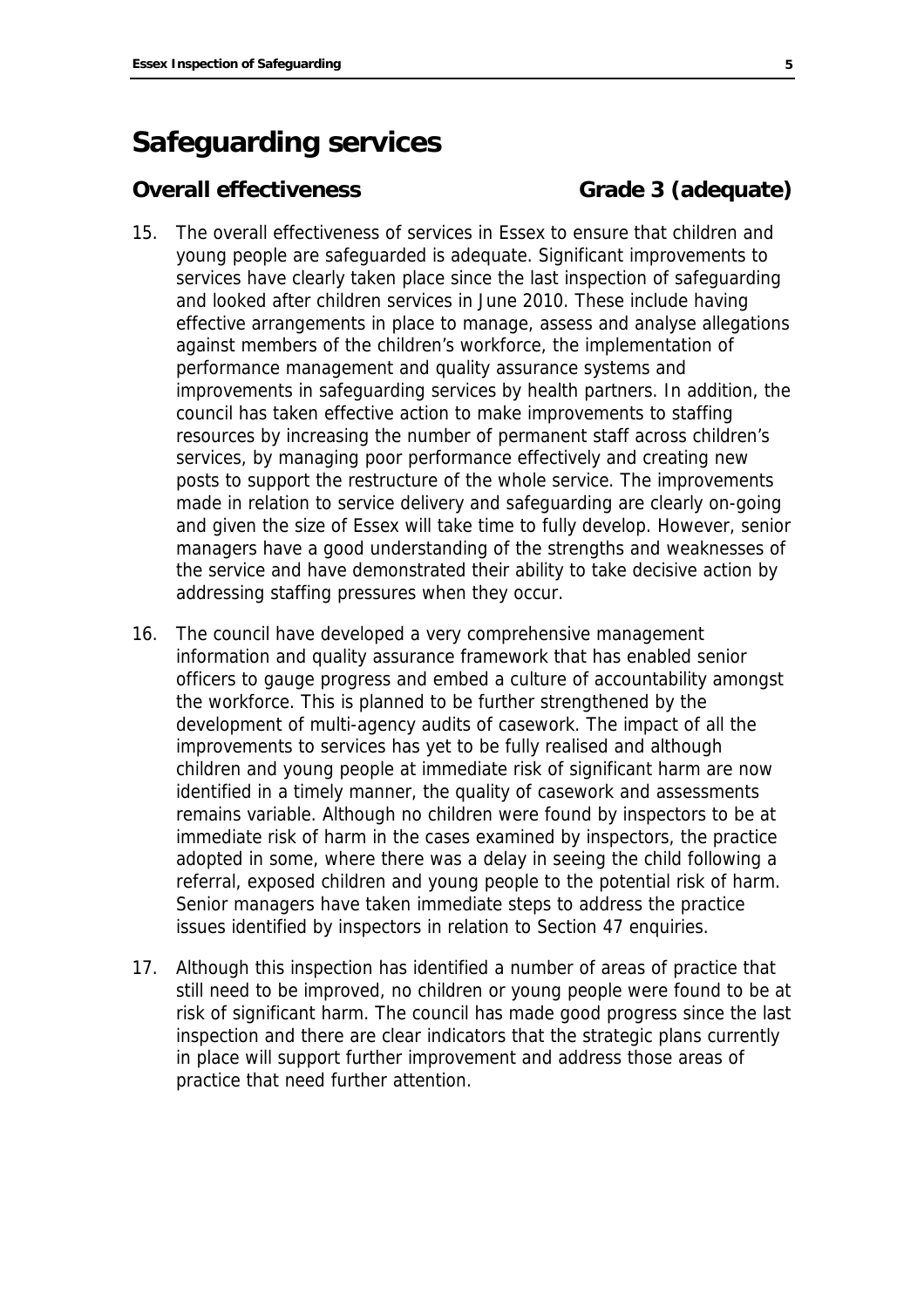# Safeguarding services

## Overall effectiveness Grade 3 (adequate)

15. The overall effectiveness of services in Essex to ensure that children and young people are safeguarded is adequate. Significant improvements to services have clearly taken place since the last inspection of safeguarding and looked after children services in June 2010. These include having effective arrangements in place to manage, assess and analyse allegations against members of the children's workforce, the implementation of performance management and quality assurance systems and improvements in safeguarding services by health partners. In addition, the council has taken effective action to make improvements to staffing resources by increasing the number of permanent staff across children's services, by managing poor performance effectively and creating new posts to support the restructure of the whole service. The improvements made in relation to service delivery and safeguarding are clearly on-going and given the size of Essex will take time to fully develop. However, senior managers have a good understanding of the strengths and weaknesses of the service and have demonstrated their ability to take decisive action by addressing staffing pressures when they occur.

16. The council have developed a very comprehensive management information and quality assurance framework that has enabled senior officers to gauge progress and embed a culture of accountability amongst the workforce. This is planned to be further strengthened by the development of multi-agency audits of casework. The impact of all the improvements to services has yet to be fully realised and although children and young people at immediate risk of significant harm are now identified in a timely manner, the quality of casework and assessments remains variable. Although no children were found by inspectors to be at immediate risk of harm in the cases examined by inspectors, the practice adopted in some, where there was a delay in seeing the child following a referral, exposed children and young people to the potential risk of harm. Senior managers have taken immediate steps to address the practice issues identified by inspectors in relation to Section 47 enquiries.

17. Although this inspection has identified a number of areas of practice that still need to be improved, no children or young people were found to be at risk of significant harm. The council has made good progress since the last inspection and there are clear indicators that the strategic plans currently in place will support further improvement and address those areas of practice that need further attention.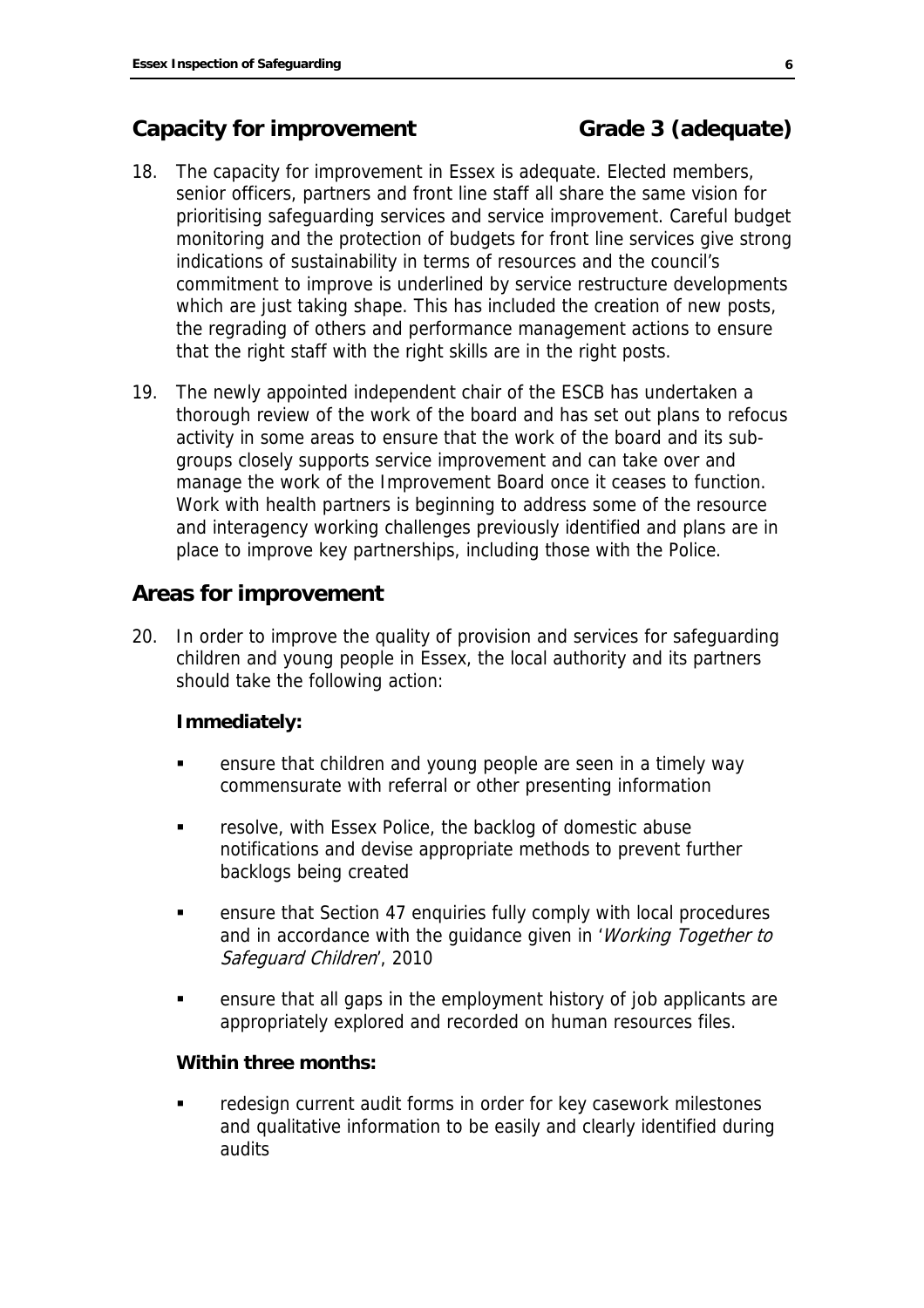## Capacity for improvement Grade 3 (adequate)

18. The capacity for improvement in Essex is adequate. Elected members, senior officers, partners and front line staff all share the same vision for prioritising safeguarding services and service improvement. Careful budget monitoring and the protection of budgets for front line services give strong indications of sustainability in terms of resources and the council's commitment to improve is underlined by service restructure developments which are just taking shape. This has included the creation of new posts, the regrading of others and performance management actions to ensure that the right staff with the right skills are in the right posts.

19. The newly appointed independent chair of the ESCB has undertaken a thorough review of the work of the board and has set out plans to refocus activity in some areas to ensure that the work of the board and its sub-groups closely supports service improvement and can take over and manage the work of the Improvement Board once it ceases to function. Work with health partners is beginning to address some of the resource and interagency working challenges previously identified and plans are in place to improve key partnerships, including those with the Police.

## Areas for improvement

20. In order to improve the quality of provision and services for safeguarding children and young people in Essex, the local authority and its partners should take the following action:

**Immediately:**

- ensure that children and young people are seen in a timely way commensurate with referral or other presenting information
- resolve, with Essex Police, the backlog of domestic abuse notifications and devise appropriate methods to prevent further backlogs being created
- ensure that Section 47 enquiries fully comply with local procedures and in accordance with the guidance given in '*Working Together to Safeguard Children*', 2010
- ensure that all gaps in the employment history of job applicants are appropriately explored and recorded on human resources files.

**Within three months:**

- redesign current audit forms in order for key casework milestones and qualitative information to be easily and clearly identified during audits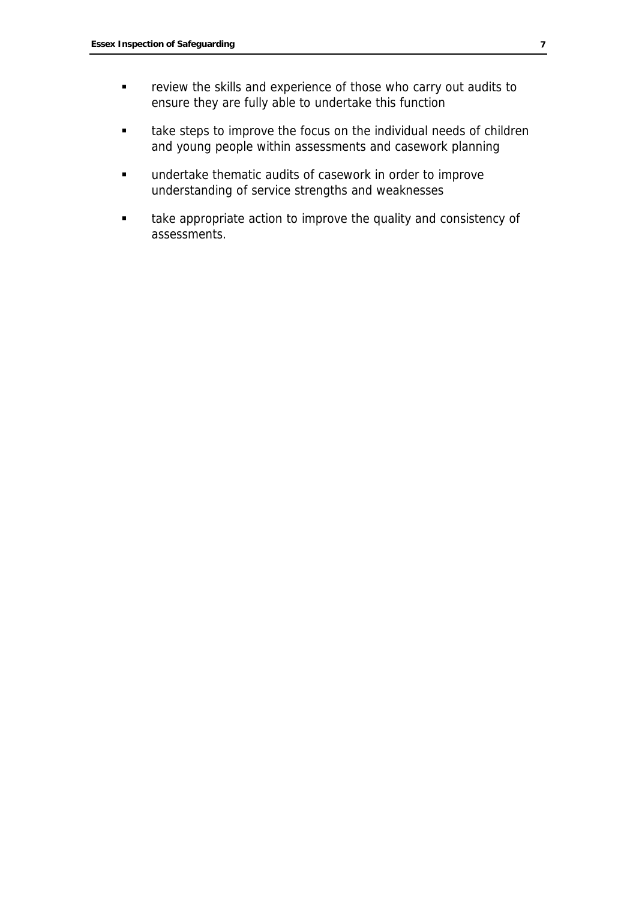- review the skills and experience of those who carry out audits to ensure they are fully able to undertake this function
- take steps to improve the focus on the individual needs of children and young people within assessments and casework planning
- undertake thematic audits of casework in order to improve understanding of service strengths and weaknesses
- take appropriate action to improve the quality and consistency of assessments.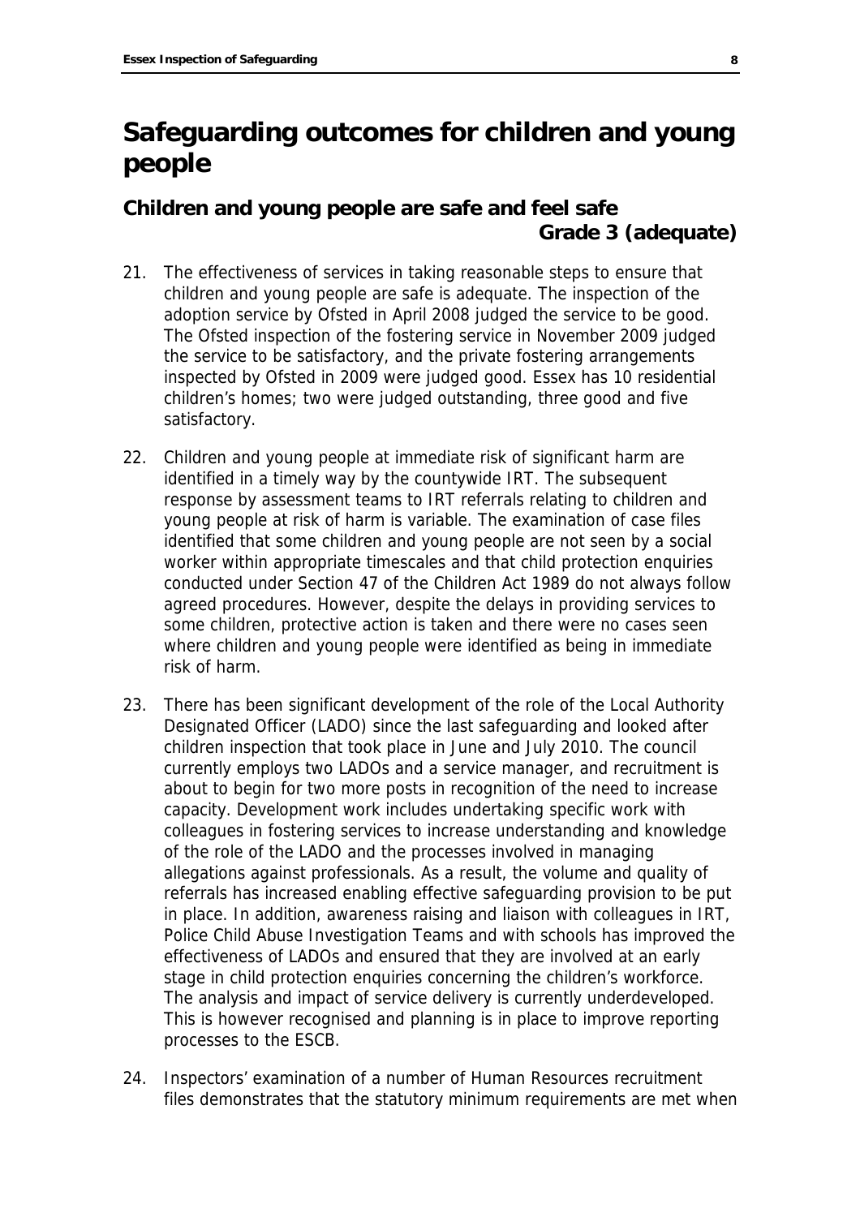# Safeguarding outcomes for children and young people

## Children and young people are safe and feel safe Grade 3 (adequate)

21. The effectiveness of services in taking reasonable steps to ensure that children and young people are safe is adequate. The inspection of the adoption service by Ofsted in April 2008 judged the service to be good. The Ofsted inspection of the fostering service in November 2009 judged the service to be satisfactory, and the private fostering arrangements inspected by Ofsted in 2009 were judged good. Essex has 10 residential children's homes; two were judged outstanding, three good and five satisfactory.

22. Children and young people at immediate risk of significant harm are identified in a timely way by the countywide IRT. The subsequent response by assessment teams to IRT referrals relating to children and young people at risk of harm is variable. The examination of case files identified that some children and young people are not seen by a social worker within appropriate timescales and that child protection enquiries conducted under Section 47 of the Children Act 1989 do not always follow agreed procedures. However, despite the delays in providing services to some children, protective action is taken and there were no cases seen where children and young people were identified as being in immediate risk of harm.

23. There has been significant development of the role of the Local Authority Designated Officer (LADO) since the last safeguarding and looked after children inspection that took place in June and July 2010. The council currently employs two LADOs and a service manager, and recruitment is about to begin for two more posts in recognition of the need to increase capacity. Development work includes undertaking specific work with colleagues in fostering services to increase understanding and knowledge of the role of the LADO and the processes involved in managing allegations against professionals. As a result, the volume and quality of referrals has increased enabling effective safeguarding provision to be put in place. In addition, awareness raising and liaison with colleagues in IRT, Police Child Abuse Investigation Teams and with schools has improved the effectiveness of LADOs and ensured that they are involved at an early stage in child protection enquiries concerning the children's workforce. The analysis and impact of service delivery is currently underdeveloped. This is however recognised and planning is in place to improve reporting processes to the ESCB.

24. Inspectors' examination of a number of Human Resources recruitment files demonstrates that the statutory minimum requirements are met when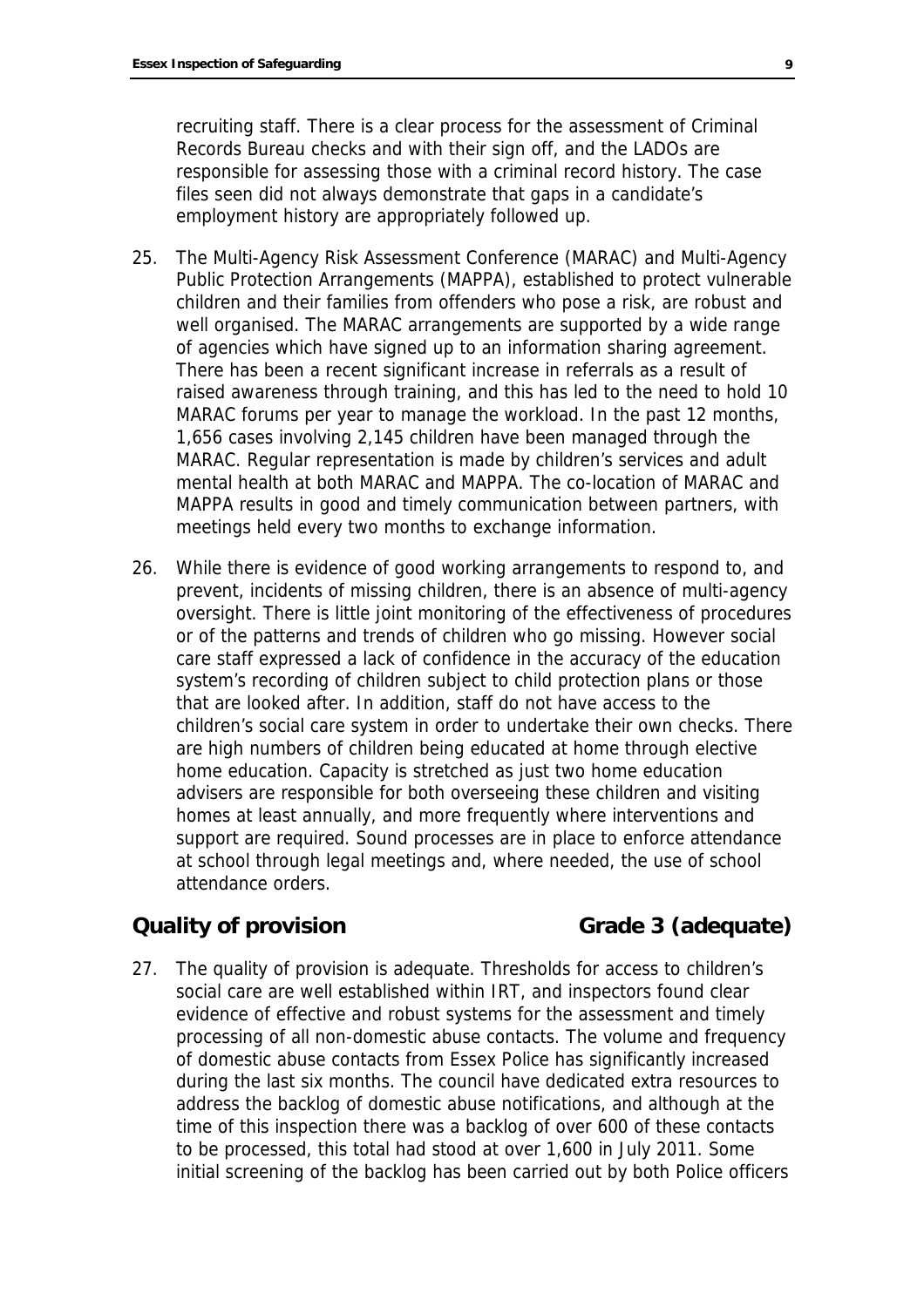recruiting staff. There is a clear process for the assessment of Criminal Records Bureau checks and with their sign off, and the LADOs are responsible for assessing those with a criminal record history. The case files seen did not always demonstrate that gaps in a candidate's employment history are appropriately followed up.

25. The Multi-Agency Risk Assessment Conference (MARAC) and Multi-Agency Public Protection Arrangements (MAPPA), established to protect vulnerable children and their families from offenders who pose a risk, are robust and well organised. The MARAC arrangements are supported by a wide range of agencies which have signed up to an information sharing agreement. There has been a recent significant increase in referrals as a result of raised awareness through training, and this has led to the need to hold 10 MARAC forums per year to manage the workload. In the past 12 months, 1,656 cases involving 2,145 children have been managed through the MARAC. Regular representation is made by children's services and adult mental health at both MARAC and MAPPA. The co-location of MARAC and MAPPA results in good and timely communication between partners, with meetings held every two months to exchange information.

26. While there is evidence of good working arrangements to respond to, and prevent, incidents of missing children, there is an absence of multi-agency oversight. There is little joint monitoring of the effectiveness of procedures or of the patterns and trends of children who go missing. However social care staff expressed a lack of confidence in the accuracy of the education system's recording of children subject to child protection plans or those that are looked after. In addition, staff do not have access to the children's social care system in order to undertake their own checks. There are high numbers of children being educated at home through elective home education. Capacity is stretched as just two home education advisers are responsible for both overseeing these children and visiting homes at least annually, and more frequently where interventions and support are required. Sound processes are in place to enforce attendance at school through legal meetings and, where needed, the use of school attendance orders.

## Quality of provision — Grade 3 (adequate)

27. The quality of provision is adequate. Thresholds for access to children's social care are well established within IRT, and inspectors found clear evidence of effective and robust systems for the assessment and timely processing of all non-domestic abuse contacts. The volume and frequency of domestic abuse contacts from Essex Police has significantly increased during the last six months. The council have dedicated extra resources to address the backlog of domestic abuse notifications, and although at the time of this inspection there was a backlog of over 600 of these contacts to be processed, this total had stood at over 1,600 in July 2011. Some initial screening of the backlog has been carried out by both Police officers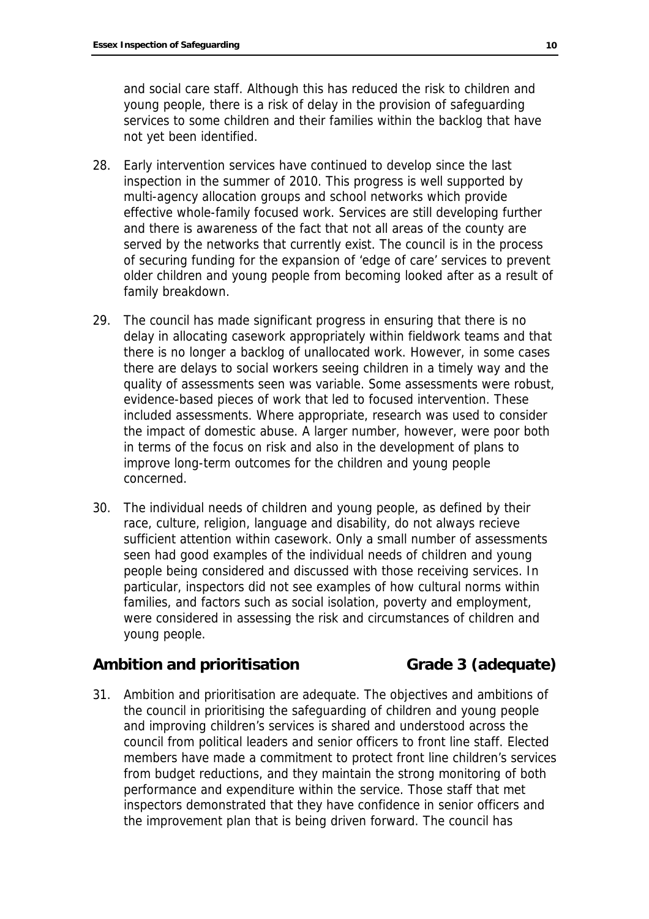and social care staff. Although this has reduced the risk to children and young people, there is a risk of delay in the provision of safeguarding services to some children and their families within the backlog that have not yet been identified.

28. Early intervention services have continued to develop since the last inspection in the summer of 2010. This progress is well supported by multi-agency allocation groups and school networks which provide effective whole-family focused work. Services are still developing further and there is awareness of the fact that not all areas of the county are served by the networks that currently exist. The council is in the process of securing funding for the expansion of 'edge of care' services to prevent older children and young people from becoming looked after as a result of family breakdown.

29. The council has made significant progress in ensuring that there is no delay in allocating casework appropriately within fieldwork teams and that there is no longer a backlog of unallocated work. However, in some cases there are delays to social workers seeing children in a timely way and the quality of assessments seen was variable. Some assessments were robust, evidence-based pieces of work that led to focused intervention. These included assessments. Where appropriate, research was used to consider the impact of domestic abuse. A larger number, however, were poor both in terms of the focus on risk and also in the development of plans to improve long-term outcomes for the children and young people concerned.

30. The individual needs of children and young people, as defined by their race, culture, religion, language and disability, do not always recieve sufficient attention within casework. Only a small number of assessments seen had good examples of the individual needs of children and young people being considered and discussed with those receiving services. In particular, inspectors did not see examples of how cultural norms within families, and factors such as social isolation, poverty and employment, were considered in assessing the risk and circumstances of children and young people.

## Ambition and prioritisation Grade 3 (adequate)

31. Ambition and prioritisation are adequate. The objectives and ambitions of the council in prioritising the safeguarding of children and young people and improving children's services is shared and understood across the council from political leaders and senior officers to front line staff. Elected members have made a commitment to protect front line children's services from budget reductions, and they maintain the strong monitoring of both performance and expenditure within the service. Those staff that met inspectors demonstrated that they have confidence in senior officers and the improvement plan that is being driven forward. The council has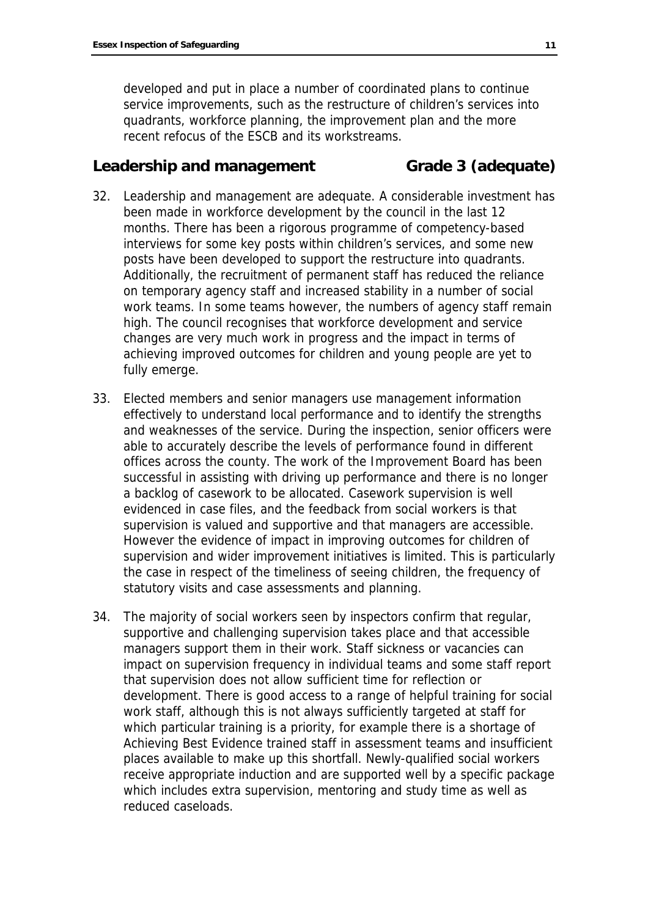developed and put in place a number of coordinated plans to continue service improvements, such as the restructure of children's services into quadrants, workforce planning, the improvement plan and the more recent refocus of the ESCB and its workstreams.

## Leadership and management Grade 3 (adequate)

32. Leadership and management are adequate. A considerable investment has been made in workforce development by the council in the last 12 months. There has been a rigorous programme of competency-based interviews for some key posts within children's services, and some new posts have been developed to support the restructure into quadrants. Additionally, the recruitment of permanent staff has reduced the reliance on temporary agency staff and increased stability in a number of social work teams. In some teams however, the numbers of agency staff remain high. The council recognises that workforce development and service changes are very much work in progress and the impact in terms of achieving improved outcomes for children and young people are yet to fully emerge.

33. Elected members and senior managers use management information effectively to understand local performance and to identify the strengths and weaknesses of the service. During the inspection, senior officers were able to accurately describe the levels of performance found in different offices across the county. The work of the Improvement Board has been successful in assisting with driving up performance and there is no longer a backlog of casework to be allocated. Casework supervision is well evidenced in case files, and the feedback from social workers is that supervision is valued and supportive and that managers are accessible. However the evidence of impact in improving outcomes for children of supervision and wider improvement initiatives is limited. This is particularly the case in respect of the timeliness of seeing children, the frequency of statutory visits and case assessments and planning.

34. The majority of social workers seen by inspectors confirm that regular, supportive and challenging supervision takes place and that accessible managers support them in their work. Staff sickness or vacancies can impact on supervision frequency in individual teams and some staff report that supervision does not allow sufficient time for reflection or development. There is good access to a range of helpful training for social work staff, although this is not always sufficiently targeted at staff for which particular training is a priority, for example there is a shortage of Achieving Best Evidence trained staff in assessment teams and insufficient places available to make up this shortfall. Newly-qualified social workers receive appropriate induction and are supported well by a specific package which includes extra supervision, mentoring and study time as well as reduced caseloads.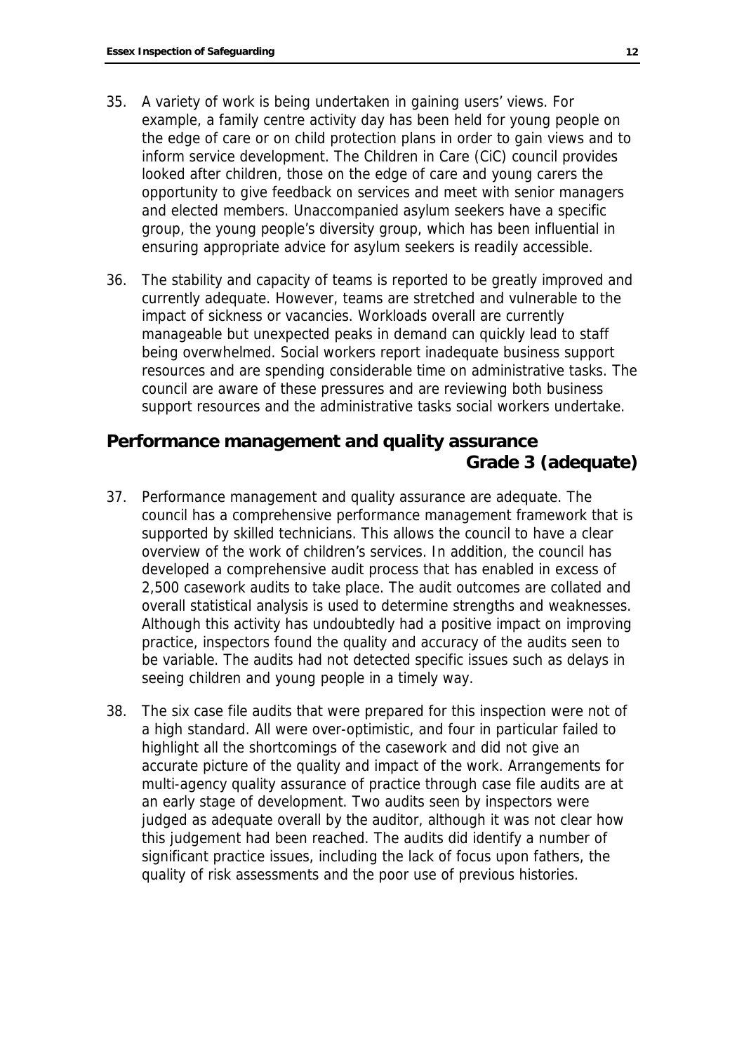35. A variety of work is being undertaken in gaining users' views. For example, a family centre activity day has been held for young people on the edge of care or on child protection plans in order to gain views and to inform service development. The Children in Care (CiC) council provides looked after children, those on the edge of care and young carers the opportunity to give feedback on services and meet with senior managers and elected members. Unaccompanied asylum seekers have a specific group, the young people's diversity group, which has been influential in ensuring appropriate advice for asylum seekers is readily accessible.

36. The stability and capacity of teams is reported to be greatly improved and currently adequate. However, teams are stretched and vulnerable to the impact of sickness or vacancies. Workloads overall are currently manageable but unexpected peaks in demand can quickly lead to staff being overwhelmed. Social workers report inadequate business support resources and are spending considerable time on administrative tasks. The council are aware of these pressures and are reviewing both business support resources and the administrative tasks social workers undertake.

## Performance management and quality assurance Grade 3 (adequate)

37. Performance management and quality assurance are adequate. The council has a comprehensive performance management framework that is supported by skilled technicians. This allows the council to have a clear overview of the work of children's services. In addition, the council has developed a comprehensive audit process that has enabled in excess of 2,500 casework audits to take place. The audit outcomes are collated and overall statistical analysis is used to determine strengths and weaknesses. Although this activity has undoubtedly had a positive impact on improving practice, inspectors found the quality and accuracy of the audits seen to be variable. The audits had not detected specific issues such as delays in seeing children and young people in a timely way.

38. The six case file audits that were prepared for this inspection were not of a high standard. All were over-optimistic, and four in particular failed to highlight all the shortcomings of the casework and did not give an accurate picture of the quality and impact of the work. Arrangements for multi-agency quality assurance of practice through case file audits are at an early stage of development. Two audits seen by inspectors were judged as adequate overall by the auditor, although it was not clear how this judgement had been reached. The audits did identify a number of significant practice issues, including the lack of focus upon fathers, the quality of risk assessments and the poor use of previous histories.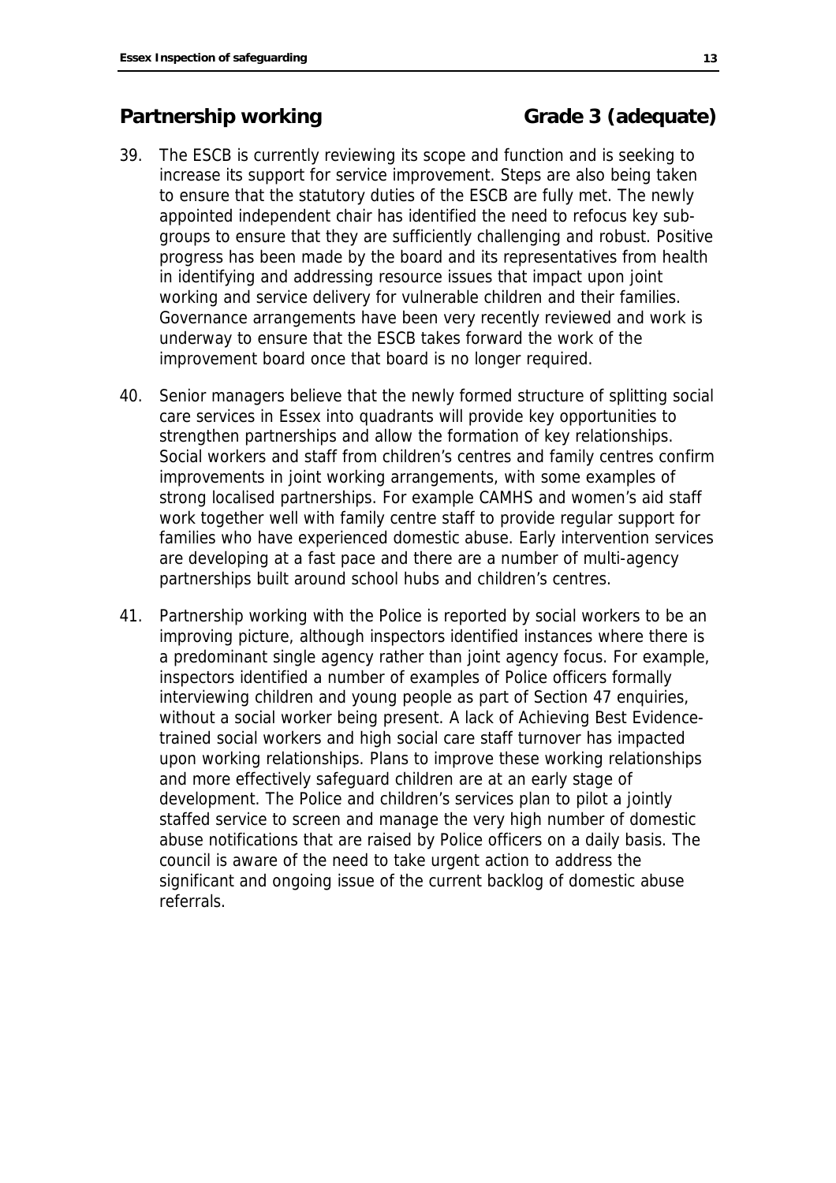## Partnership working Grade 3 (adequate)

39. The ESCB is currently reviewing its scope and function and is seeking to increase its support for service improvement. Steps are also being taken to ensure that the statutory duties of the ESCB are fully met. The newly appointed independent chair has identified the need to refocus key sub-groups to ensure that they are sufficiently challenging and robust. Positive progress has been made by the board and its representatives from health in identifying and addressing resource issues that impact upon joint working and service delivery for vulnerable children and their families. Governance arrangements have been very recently reviewed and work is underway to ensure that the ESCB takes forward the work of the improvement board once that board is no longer required.

40. Senior managers believe that the newly formed structure of splitting social care services in Essex into quadrants will provide key opportunities to strengthen partnerships and allow the formation of key relationships. Social workers and staff from children's centres and family centres confirm improvements in joint working arrangements, with some examples of strong localised partnerships. For example CAMHS and women's aid staff work together well with family centre staff to provide regular support for families who have experienced domestic abuse. Early intervention services are developing at a fast pace and there are a number of multi-agency partnerships built around school hubs and children's centres.

41. Partnership working with the Police is reported by social workers to be an improving picture, although inspectors identified instances where there is a predominant single agency rather than joint agency focus. For example, inspectors identified a number of examples of Police officers formally interviewing children and young people as part of Section 47 enquiries, without a social worker being present. A lack of Achieving Best Evidence-trained social workers and high social care staff turnover has impacted upon working relationships. Plans to improve these working relationships and more effectively safeguard children are at an early stage of development. The Police and children's services plan to pilot a jointly staffed service to screen and manage the very high number of domestic abuse notifications that are raised by Police officers on a daily basis. The council is aware of the need to take urgent action to address the significant and ongoing issue of the current backlog of domestic abuse referrals.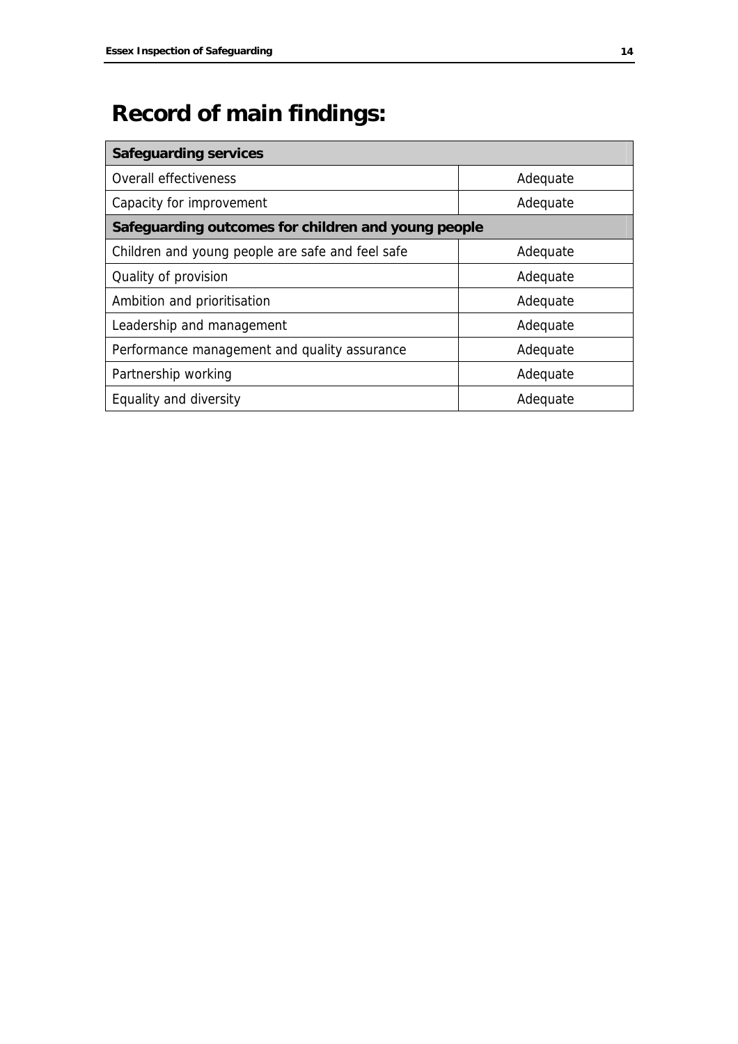# Record of main findings:

| | |
|---|---|
| **Safeguarding services** | |
| Overall effectiveness | Adequate |
| Capacity for improvement | Adequate |
| **Safeguarding outcomes for children and young people** | |
| Children and young people are safe and feel safe | Adequate |
| Quality of provision | Adequate |
| Ambition and prioritisation | Adequate |
| Leadership and management | Adequate |
| Performance management and quality assurance | Adequate |
| Partnership working | Adequate |
| Equality and diversity | Adequate |